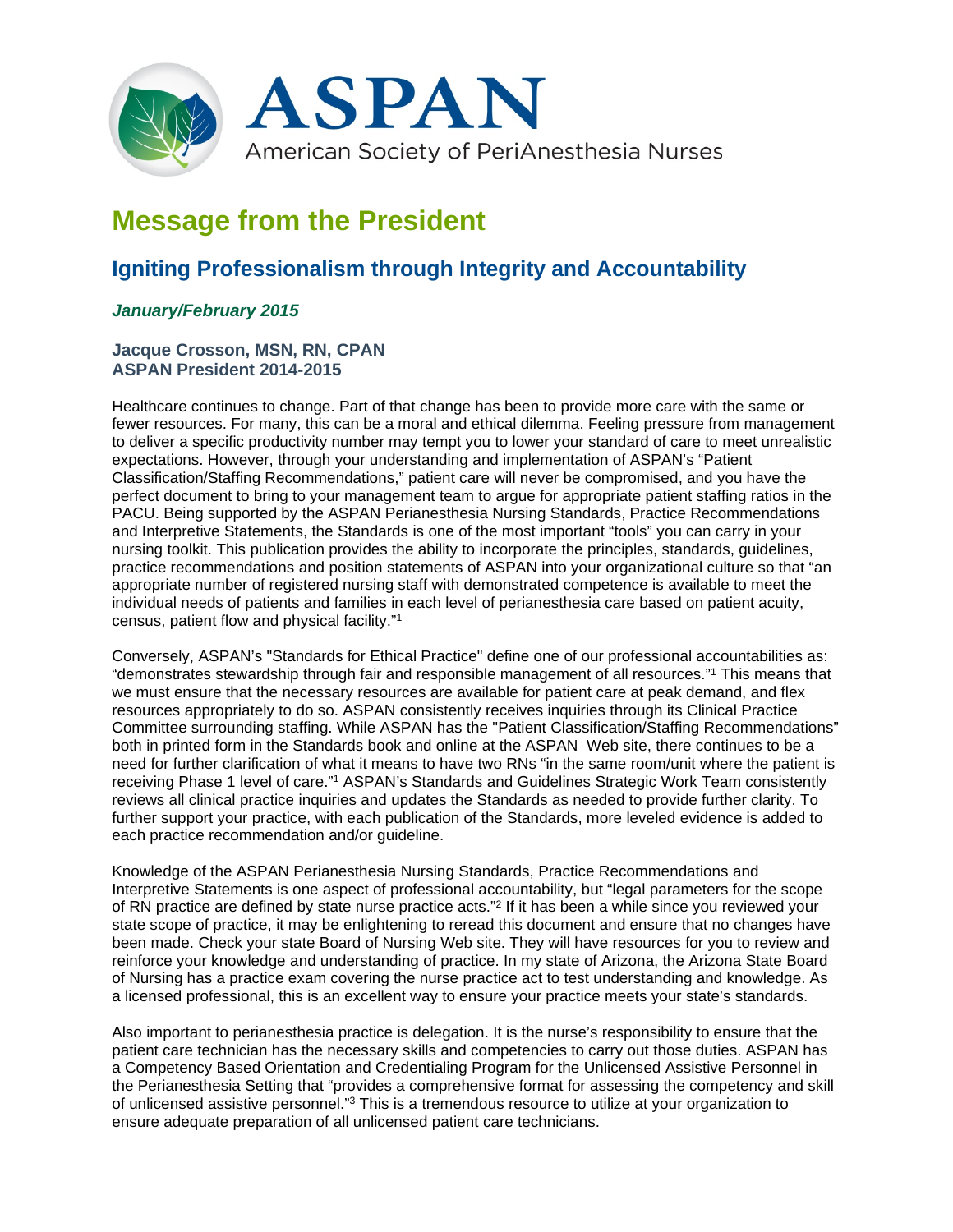ASPAN

American Society of PeriAnesthesia Nurses

# Message from the President

## Igniting Professionalism through Integrity and Accountability

***January/February 2015***

**Jacque Crosson, MSN, RN, CPAN**
**ASPAN President 2014-2015**

Healthcare continues to change. Part of that change has been to provide more care with the same or fewer resources. For many, this can be a moral and ethical dilemma. Feeling pressure from management to deliver a specific productivity number may tempt you to lower your standard of care to meet unrealistic expectations. However, through your understanding and implementation of ASPAN's "Patient Classification/Staffing Recommendations," patient care will never be compromised, and you have the perfect document to bring to your management team to argue for appropriate patient staffing ratios in the PACU. Being supported by the ASPAN Perianesthesia Nursing Standards, Practice Recommendations and Interpretive Statements, the Standards is one of the most important "tools" you can carry in your nursing toolkit. This publication provides the ability to incorporate the principles, standards, guidelines, practice recommendations and position statements of ASPAN into your organizational culture so that "an appropriate number of registered nursing staff with demonstrated competence is available to meet the individual needs of patients and families in each level of perianesthesia care based on patient acuity, census, patient flow and physical facility."[1]

Conversely, ASPAN's "Standards for Ethical Practice" define one of our professional accountabilities as: "demonstrates stewardship through fair and responsible management of all resources."[1] This means that we must ensure that the necessary resources are available for patient care at peak demand, and flex resources appropriately to do so. ASPAN consistently receives inquiries through its Clinical Practice Committee surrounding staffing. While ASPAN has the "Patient Classification/Staffing Recommendations" both in printed form in the Standards book and online at the ASPAN Web site, there continues to be a need for further clarification of what it means to have two RNs "in the same room/unit where the patient is receiving Phase 1 level of care."[1] ASPAN's Standards and Guidelines Strategic Work Team consistently reviews all clinical practice inquiries and updates the Standards as needed to provide further clarity. To further support your practice, with each publication of the Standards, more leveled evidence is added to each practice recommendation and/or guideline.

Knowledge of the ASPAN Perianesthesia Nursing Standards, Practice Recommendations and Interpretive Statements is one aspect of professional accountability, but "legal parameters for the scope of RN practice are defined by state nurse practice acts."[2] If it has been a while since you reviewed your state scope of practice, it may be enlightening to reread this document and ensure that no changes have been made. Check your state Board of Nursing Web site. They will have resources for you to review and reinforce your knowledge and understanding of practice. In my state of Arizona, the Arizona State Board of Nursing has a practice exam covering the nurse practice act to test understanding and knowledge. As a licensed professional, this is an excellent way to ensure your practice meets your state's standards.

Also important to perianesthesia practice is delegation. It is the nurse's responsibility to ensure that the patient care technician has the necessary skills and competencies to carry out those duties. ASPAN has a Competency Based Orientation and Credentialing Program for the Unlicensed Assistive Personnel in the Perianesthesia Setting that "provides a comprehensive format for assessing the competency and skill of unlicensed assistive personnel."[3] This is a tremendous resource to utilize at your organization to ensure adequate preparation of all unlicensed patient care technicians.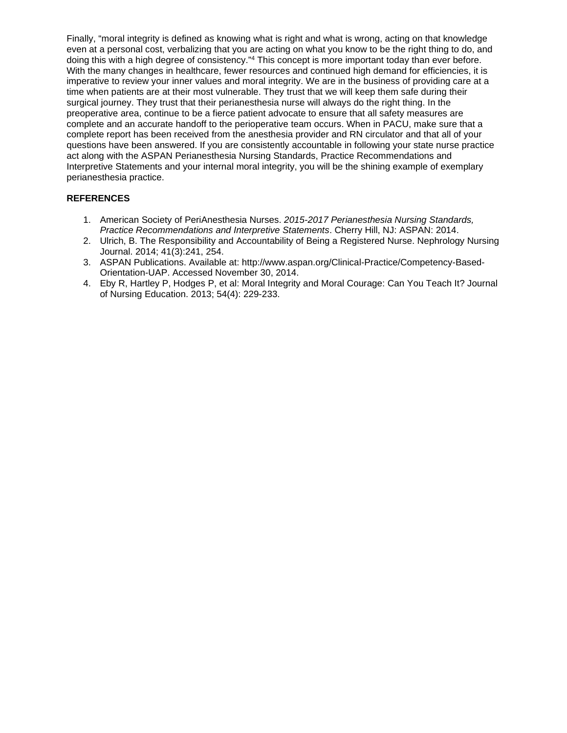Finally, "moral integrity is defined as knowing what is right and what is wrong, acting on that knowledge even at a personal cost, verbalizing that you are acting on what you know to be the right thing to do, and doing this with a high degree of consistency."[4] This concept is more important today than ever before. With the many changes in healthcare, fewer resources and continued high demand for efficiencies, it is imperative to review your inner values and moral integrity. We are in the business of providing care at a time when patients are at their most vulnerable. They trust that we will keep them safe during their surgical journey. They trust that their perianesthesia nurse will always do the right thing. In the preoperative area, continue to be a fierce patient advocate to ensure that all safety measures are complete and an accurate handoff to the perioperative team occurs. When in PACU, make sure that a complete report has been received from the anesthesia provider and RN circulator and that all of your questions have been answered. If you are consistently accountable in following your state nurse practice act along with the ASPAN Perianesthesia Nursing Standards, Practice Recommendations and Interpretive Statements and your internal moral integrity, you will be the shining example of exemplary perianesthesia practice.

**REFERENCES**

1. American Society of PeriAnesthesia Nurses. *2015-2017 Perianesthesia Nursing Standards, Practice Recommendations and Interpretive Statements*. Cherry Hill, NJ: ASPAN: 2014.
2. Ulrich, B. The Responsibility and Accountability of Being a Registered Nurse. Nephrology Nursing Journal. 2014; 41(3):241, 254.
3. ASPAN Publications. Available at: http://www.aspan.org/Clinical-Practice/Competency-Based-Orientation-UAP. Accessed November 30, 2014.
4. Eby R, Hartley P, Hodges P, et al: Moral Integrity and Moral Courage: Can You Teach It? Journal of Nursing Education. 2013; 54(4): 229-233.